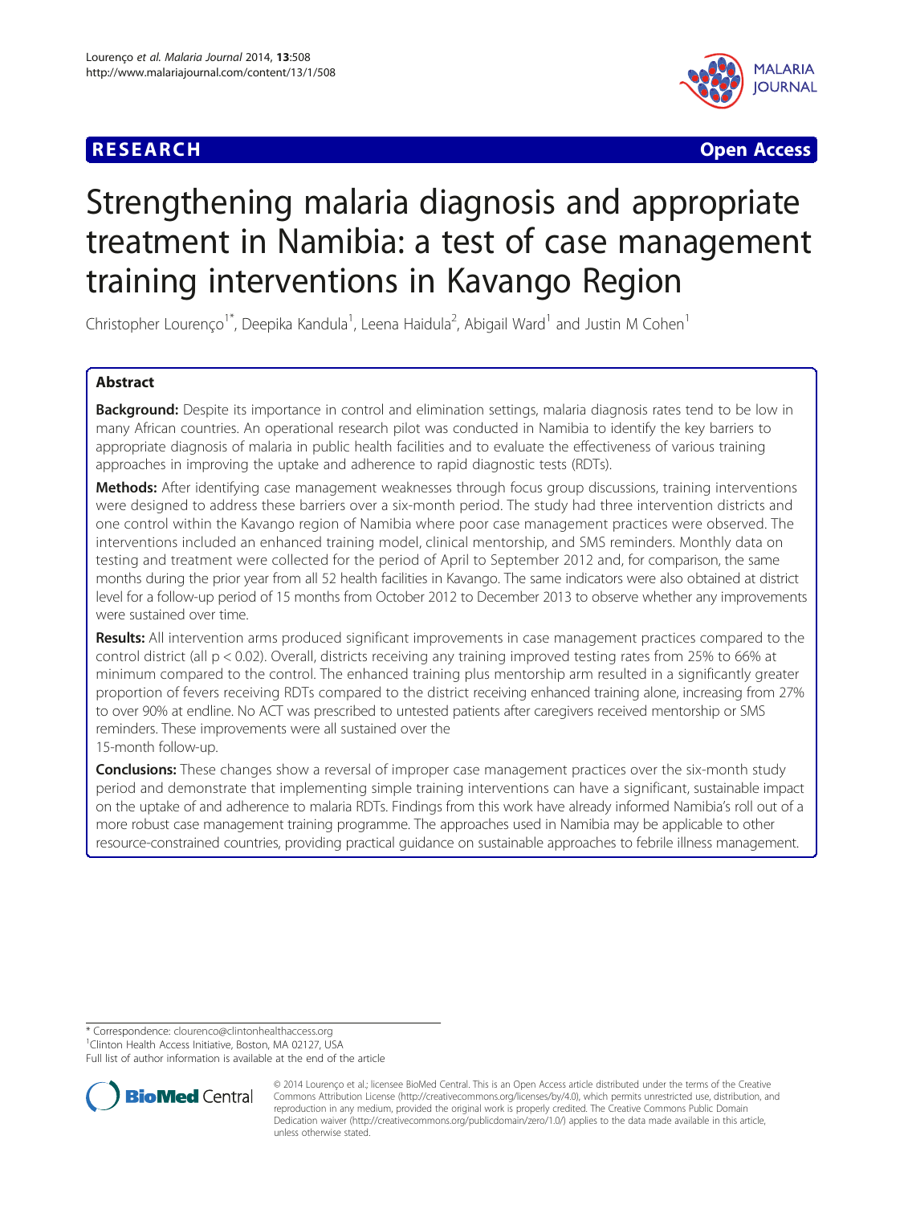**RESEARCH Open Access**

# Strengthening malaria diagnosis and appropriate treatment in Namibia: a test of case management training interventions in Kavango Region

Christopher Lourenço[1*], Deepika Kandula[1], Leena Haidula[2], Abigail Ward[1] and Justin M Cohen[1]

## Abstract

**Background:** Despite its importance in control and elimination settings, malaria diagnosis rates tend to be low in many African countries. An operational research pilot was conducted in Namibia to identify the key barriers to appropriate diagnosis of malaria in public health facilities and to evaluate the effectiveness of various training approaches in improving the uptake and adherence to rapid diagnostic tests (RDTs).

**Methods:** After identifying case management weaknesses through focus group discussions, training interventions were designed to address these barriers over a six-month period. The study had three intervention districts and one control within the Kavango region of Namibia where poor case management practices were observed. The interventions included an enhanced training model, clinical mentorship, and SMS reminders. Monthly data on testing and treatment were collected for the period of April to September 2012 and, for comparison, the same months during the prior year from all 52 health facilities in Kavango. The same indicators were also obtained at district level for a follow-up period of 15 months from October 2012 to December 2013 to observe whether any improvements were sustained over time.

**Results:** All intervention arms produced significant improvements in case management practices compared to the control district (all $p < 0.02$). Overall, districts receiving any training improved testing rates from 25% to 66% at minimum compared to the control. The enhanced training plus mentorship arm resulted in a significantly greater proportion of fevers receiving RDTs compared to the district receiving enhanced training alone, increasing from 27% to over 90% at endline. No ACT was prescribed to untested patients after caregivers received mentorship or SMS reminders. These improvements were all sustained over the 15-month follow-up.

**Conclusions:** These changes show a reversal of improper case management practices over the six-month study period and demonstrate that implementing simple training interventions can have a significant, sustainable impact on the uptake of and adherence to malaria RDTs. Findings from this work have already informed Namibia's roll out of a more robust case management training programme. The approaches used in Namibia may be applicable to other resource-constrained countries, providing practical guidance on sustainable approaches to febrile illness management.

\* Correspondence: clourenco@clintonhealthaccess.org
[1]Clinton Health Access Initiative, Boston, MA 02127, USA
Full list of author information is available at the end of the article

© 2014 Lourenço et al.; licensee BioMed Central. This is an Open Access article distributed under the terms of the Creative Commons Attribution License (http://creativecommons.org/licenses/by/4.0), which permits unrestricted use, distribution, and reproduction in any medium, provided the original work is properly credited. The Creative Commons Public Domain Dedication waiver (http://creativecommons.org/publicdomain/zero/1.0/) applies to the data made available in this article, unless otherwise stated.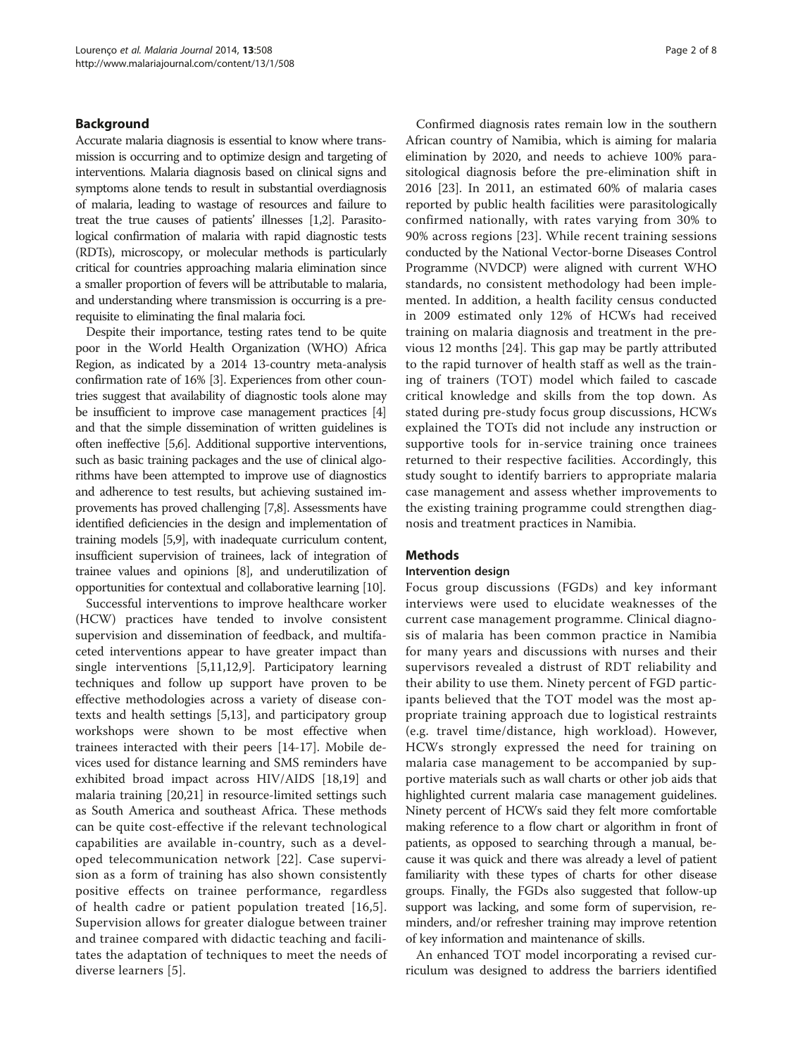## Background

Accurate malaria diagnosis is essential to know where transmission is occurring and to optimize design and targeting of interventions. Malaria diagnosis based on clinical signs and symptoms alone tends to result in substantial overdiagnosis of malaria, leading to wastage of resources and failure to treat the true causes of patients' illnesses [1,2]. Parasitological confirmation of malaria with rapid diagnostic tests (RDTs), microscopy, or molecular methods is particularly critical for countries approaching malaria elimination since a smaller proportion of fevers will be attributable to malaria, and understanding where transmission is occurring is a prerequisite to eliminating the final malaria foci.

Despite their importance, testing rates tend to be quite poor in the World Health Organization (WHO) Africa Region, as indicated by a 2014 13-country meta-analysis confirmation rate of 16% [3]. Experiences from other countries suggest that availability of diagnostic tools alone may be insufficient to improve case management practices [4] and that the simple dissemination of written guidelines is often ineffective [5,6]. Additional supportive interventions, such as basic training packages and the use of clinical algorithms have been attempted to improve use of diagnostics and adherence to test results, but achieving sustained improvements has proved challenging [7,8]. Assessments have identified deficiencies in the design and implementation of training models [5,9], with inadequate curriculum content, insufficient supervision of trainees, lack of integration of trainee values and opinions [8], and underutilization of opportunities for contextual and collaborative learning [10].

Successful interventions to improve healthcare worker (HCW) practices have tended to involve consistent supervision and dissemination of feedback, and multifaceted interventions appear to have greater impact than single interventions [5,11,12,9]. Participatory learning techniques and follow up support have proven to be effective methodologies across a variety of disease contexts and health settings [5,13], and participatory group workshops were shown to be most effective when trainees interacted with their peers [14-17]. Mobile devices used for distance learning and SMS reminders have exhibited broad impact across HIV/AIDS [18,19] and malaria training [20,21] in resource-limited settings such as South America and southeast Africa. These methods can be quite cost-effective if the relevant technological capabilities are available in-country, such as a developed telecommunication network [22]. Case supervision as a form of training has also shown consistently positive effects on trainee performance, regardless of health cadre or patient population treated [16,5]. Supervision allows for greater dialogue between trainer and trainee compared with didactic teaching and facilitates the adaptation of techniques to meet the needs of diverse learners [5].

Confirmed diagnosis rates remain low in the southern African country of Namibia, which is aiming for malaria elimination by 2020, and needs to achieve 100% parasitological diagnosis before the pre-elimination shift in 2016 [23]. In 2011, an estimated 60% of malaria cases reported by public health facilities were parasitologically confirmed nationally, with rates varying from 30% to 90% across regions [23]. While recent training sessions conducted by the National Vector-borne Diseases Control Programme (NVDCP) were aligned with current WHO standards, no consistent methodology had been implemented. In addition, a health facility census conducted in 2009 estimated only 12% of HCWs had received training on malaria diagnosis and treatment in the previous 12 months [24]. This gap may be partly attributed to the rapid turnover of health staff as well as the training of trainers (TOT) model which failed to cascade critical knowledge and skills from the top down. As stated during pre-study focus group discussions, HCWs explained the TOTs did not include any instruction or supportive tools for in-service training once trainees returned to their respective facilities. Accordingly, this study sought to identify barriers to appropriate malaria case management and assess whether improvements to the existing training programme could strengthen diagnosis and treatment practices in Namibia.

## Methods

### Intervention design

Focus group discussions (FGDs) and key informant interviews were used to elucidate weaknesses of the current case management programme. Clinical diagnosis of malaria has been common practice in Namibia for many years and discussions with nurses and their supervisors revealed a distrust of RDT reliability and their ability to use them. Ninety percent of FGD participants believed that the TOT model was the most appropriate training approach due to logistical restraints (e.g. travel time/distance, high workload). However, HCWs strongly expressed the need for training on malaria case management to be accompanied by supportive materials such as wall charts or other job aids that highlighted current malaria case management guidelines. Ninety percent of HCWs said they felt more comfortable making reference to a flow chart or algorithm in front of patients, as opposed to searching through a manual, because it was quick and there was already a level of patient familiarity with these types of charts for other disease groups. Finally, the FGDs also suggested that follow-up support was lacking, and some form of supervision, reminders, and/or refresher training may improve retention of key information and maintenance of skills.

An enhanced TOT model incorporating a revised curriculum was designed to address the barriers identified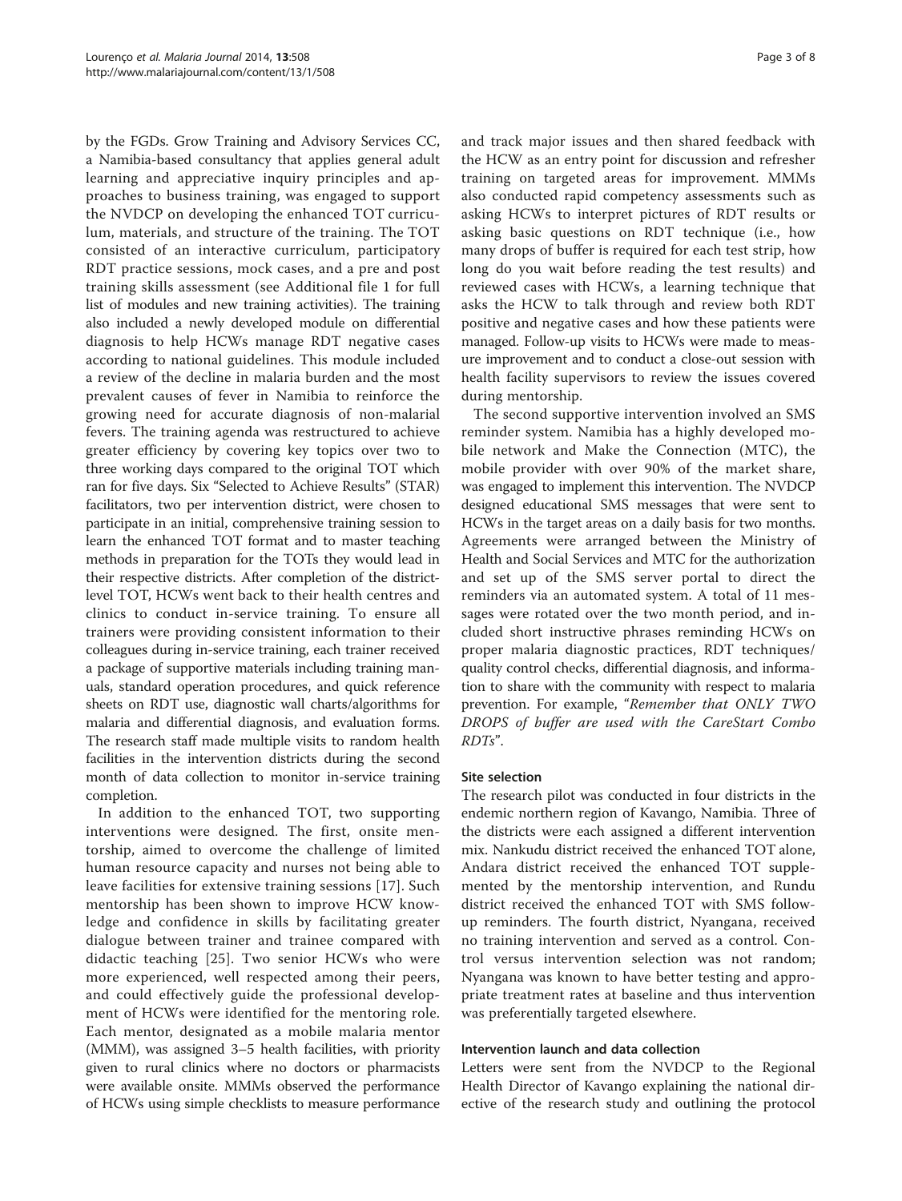by the FGDs. Grow Training and Advisory Services CC, a Namibia-based consultancy that applies general adult learning and appreciative inquiry principles and approaches to business training, was engaged to support the NVDCP on developing the enhanced TOT curriculum, materials, and structure of the training. The TOT consisted of an interactive curriculum, participatory RDT practice sessions, mock cases, and a pre and post training skills assessment (see Additional file 1 for full list of modules and new training activities). The training also included a newly developed module on differential diagnosis to help HCWs manage RDT negative cases according to national guidelines. This module included a review of the decline in malaria burden and the most prevalent causes of fever in Namibia to reinforce the growing need for accurate diagnosis of non-malarial fevers. The training agenda was restructured to achieve greater efficiency by covering key topics over two to three working days compared to the original TOT which ran for five days. Six "Selected to Achieve Results" (STAR) facilitators, two per intervention district, were chosen to participate in an initial, comprehensive training session to learn the enhanced TOT format and to master teaching methods in preparation for the TOTs they would lead in their respective districts. After completion of the district-level TOT, HCWs went back to their health centres and clinics to conduct in-service training. To ensure all trainers were providing consistent information to their colleagues during in-service training, each trainer received a package of supportive materials including training manuals, standard operation procedures, and quick reference sheets on RDT use, diagnostic wall charts/algorithms for malaria and differential diagnosis, and evaluation forms. The research staff made multiple visits to random health facilities in the intervention districts during the second month of data collection to monitor in-service training completion.

In addition to the enhanced TOT, two supporting interventions were designed. The first, onsite mentorship, aimed to overcome the challenge of limited human resource capacity and nurses not being able to leave facilities for extensive training sessions [17]. Such mentorship has been shown to improve HCW knowledge and confidence in skills by facilitating greater dialogue between trainer and trainee compared with didactic teaching [25]. Two senior HCWs who were more experienced, well respected among their peers, and could effectively guide the professional development of HCWs were identified for the mentoring role. Each mentor, designated as a mobile malaria mentor (MMM), was assigned 3–5 health facilities, with priority given to rural clinics where no doctors or pharmacists were available onsite. MMMs observed the performance of HCWs using simple checklists to measure performance and track major issues and then shared feedback with the HCW as an entry point for discussion and refresher training on targeted areas for improvement. MMMs also conducted rapid competency assessments such as asking HCWs to interpret pictures of RDT results or asking basic questions on RDT technique (i.e., how many drops of buffer is required for each test strip, how long do you wait before reading the test results) and reviewed cases with HCWs, a learning technique that asks the HCW to talk through and review both RDT positive and negative cases and how these patients were managed. Follow-up visits to HCWs were made to measure improvement and to conduct a close-out session with health facility supervisors to review the issues covered during mentorship.

The second supportive intervention involved an SMS reminder system. Namibia has a highly developed mobile network and Make the Connection (MTC), the mobile provider with over 90% of the market share, was engaged to implement this intervention. The NVDCP designed educational SMS messages that were sent to HCWs in the target areas on a daily basis for two months. Agreements were arranged between the Ministry of Health and Social Services and MTC for the authorization and set up of the SMS server portal to direct the reminders via an automated system. A total of 11 messages were rotated over the two month period, and included short instructive phrases reminding HCWs on proper malaria diagnostic practices, RDT techniques/quality control checks, differential diagnosis, and information to share with the community with respect to malaria prevention. For example, "*Remember that ONLY TWO DROPS of buffer are used with the CareStart Combo RDTs*".

### Site selection

The research pilot was conducted in four districts in the endemic northern region of Kavango, Namibia. Three of the districts were each assigned a different intervention mix. Nankudu district received the enhanced TOT alone, Andara district received the enhanced TOT supplemented by the mentorship intervention, and Rundu district received the enhanced TOT with SMS follow-up reminders. The fourth district, Nyangana, received no training intervention and served as a control. Control versus intervention selection was not random; Nyangana was known to have better testing and appropriate treatment rates at baseline and thus intervention was preferentially targeted elsewhere.

### Intervention launch and data collection

Letters were sent from the NVDCP to the Regional Health Director of Kavango explaining the national directive of the research study and outlining the protocol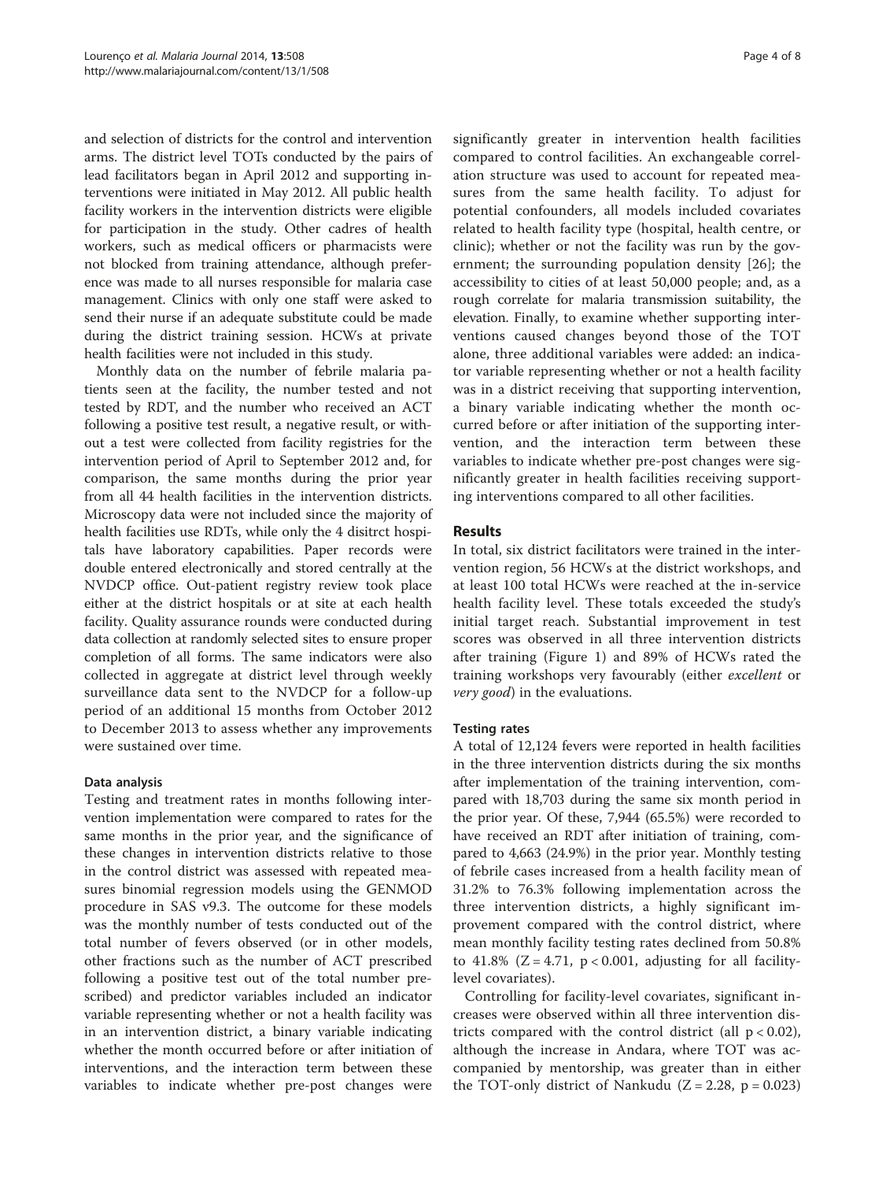and selection of districts for the control and intervention arms. The district level TOTs conducted by the pairs of lead facilitators began in April 2012 and supporting interventions were initiated in May 2012. All public health facility workers in the intervention districts were eligible for participation in the study. Other cadres of health workers, such as medical officers or pharmacists were not blocked from training attendance, although preference was made to all nurses responsible for malaria case management. Clinics with only one staff were asked to send their nurse if an adequate substitute could be made during the district training session. HCWs at private health facilities were not included in this study.

Monthly data on the number of febrile malaria patients seen at the facility, the number tested and not tested by RDT, and the number who received an ACT following a positive test result, a negative result, or without a test were collected from facility registries for the intervention period of April to September 2012 and, for comparison, the same months during the prior year from all 44 health facilities in the intervention districts. Microscopy data were not included since the majority of health facilities use RDTs, while only the 4 disitrct hospitals have laboratory capabilities. Paper records were double entered electronically and stored centrally at the NVDCP office. Out-patient registry review took place either at the district hospitals or at site at each health facility. Quality assurance rounds were conducted during data collection at randomly selected sites to ensure proper completion of all forms. The same indicators were also collected in aggregate at district level through weekly surveillance data sent to the NVDCP for a follow-up period of an additional 15 months from October 2012 to December 2013 to assess whether any improvements were sustained over time.

### Data analysis

Testing and treatment rates in months following intervention implementation were compared to rates for the same months in the prior year, and the significance of these changes in intervention districts relative to those in the control district was assessed with repeated measures binomial regression models using the GENMOD procedure in SAS v9.3. The outcome for these models was the monthly number of tests conducted out of the total number of fevers observed (or in other models, other fractions such as the number of ACT prescribed following a positive test out of the total number prescribed) and predictor variables included an indicator variable representing whether or not a health facility was in an intervention district, a binary variable indicating whether the month occurred before or after initiation of interventions, and the interaction term between these variables to indicate whether pre-post changes were significantly greater in intervention health facilities compared to control facilities. An exchangeable correlation structure was used to account for repeated measures from the same health facility. To adjust for potential confounders, all models included covariates related to health facility type (hospital, health centre, or clinic); whether or not the facility was run by the government; the surrounding population density [26]; the accessibility to cities of at least 50,000 people; and, as a rough correlate for malaria transmission suitability, the elevation. Finally, to examine whether supporting interventions caused changes beyond those of the TOT alone, three additional variables were added: an indicator variable representing whether or not a health facility was in a district receiving that supporting intervention, a binary variable indicating whether the month occurred before or after initiation of the supporting intervention, and the interaction term between these variables to indicate whether pre-post changes were significantly greater in health facilities receiving supporting interventions compared to all other facilities.

## Results

In total, six district facilitators were trained in the intervention region, 56 HCWs at the district workshops, and at least 100 total HCWs were reached at the in-service health facility level. These totals exceeded the study's initial target reach. Substantial improvement in test scores was observed in all three intervention districts after training (Figure 1) and 89% of HCWs rated the training workshops very favourably (either *excellent* or *very good*) in the evaluations.

### Testing rates

A total of 12,124 fevers were reported in health facilities in the three intervention districts during the six months after implementation of the training intervention, compared with 18,703 during the same six month period in the prior year. Of these, 7,944 (65.5%) were recorded to have received an RDT after initiation of training, compared to 4,663 (24.9%) in the prior year. Monthly testing of febrile cases increased from a health facility mean of 31.2% to 76.3% following implementation across the three intervention districts, a highly significant improvement compared with the control district, where mean monthly facility testing rates declined from 50.8% to 41.8% ($Z = 4.71$, $p < 0.001$, adjusting for all facility-level covariates).

Controlling for facility-level covariates, significant increases were observed within all three intervention districts compared with the control district (all $p < 0.02$), although the increase in Andara, where TOT was accompanied by mentorship, was greater than in either the TOT-only district of Nankudu ($Z = 2.28$, $p = 0.023$)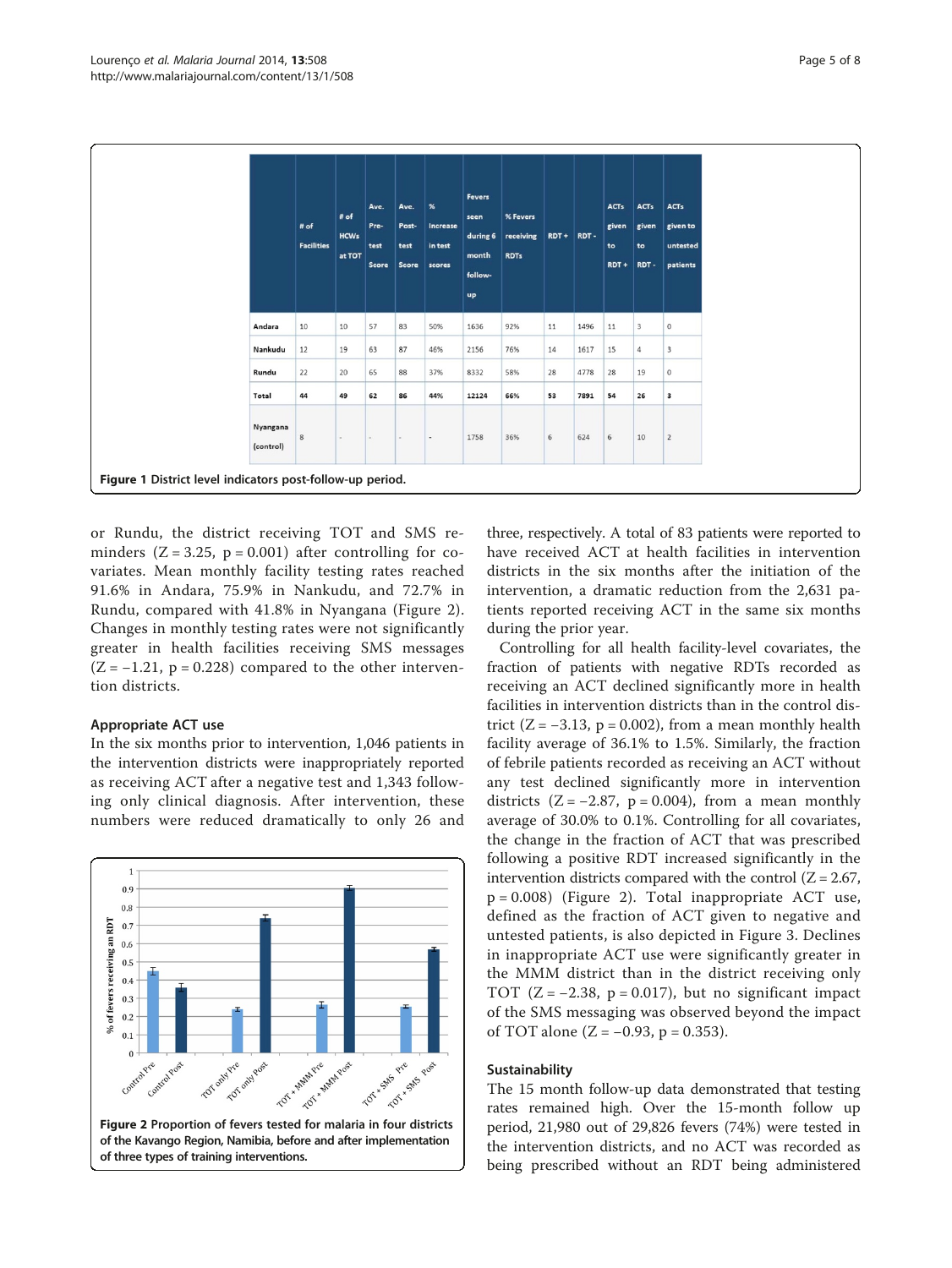|  | # of Facilities | # of HCWs at TOT | Ave. Pre-test Score | Ave. Post-test Score | % Increase in test scores | Fevers seen during 6 month follow-up | % Fevers receiving RDTs | RDT + | RDT - | ACTs given to RDT + | ACTs given to RDT - | ACTs given to untested patients |
|---|---|---|---|---|---|---|---|---|---|---|---|---|
| Andara | 10 | 10 | 57 | 83 | 50% | 1636 | 92% | 11 | 1496 | 11 | 3 | 0 |
| Nankudu | 12 | 19 | 63 | 87 | 46% | 2156 | 76% | 14 | 1617 | 15 | 4 | 3 |
| Rundu | 22 | 20 | 65 | 88 | 37% | 8332 | 58% | 28 | 4778 | 28 | 19 | 0 |
| **Total** | **44** | **49** | **62** | **86** | **44%** | **12124** | **66%** | **53** | **7891** | **54** | **26** | **3** |
| Nyangana (control) | 8 | - | - | - | - | 1758 | 36% | 6 | 624 | 6 | 10 | 2 |

**Figure 1** District level indicators post-follow-up period.

or Rundu, the district receiving TOT and SMS reminders ($Z = 3.25$, $p = 0.001$) after controlling for covariates. Mean monthly facility testing rates reached 91.6% in Andara, 75.9% in Nankudu, and 72.7% in Rundu, compared with 41.8% in Nyangana (Figure 2). Changes in monthly testing rates were not significantly greater in health facilities receiving SMS messages ($Z = -1.21$, $p = 0.228$) compared to the other intervention districts.

### Appropriate ACT use

In the six months prior to intervention, 1,046 patients in the intervention districts were inappropriately reported as receiving ACT after a negative test and 1,343 following only clinical diagnosis. After intervention, these numbers were reduced dramatically to only 26 and three, respectively. A total of 83 patients were reported to have received ACT at health facilities in intervention districts in the six months after the initiation of the intervention, a dramatic reduction from the 2,631 patients reported receiving ACT in the same six months during the prior year.

**Figure 2** Proportion of fevers tested for malaria in four districts of the Kavango Region, Namibia, before and after implementation of three types of training interventions.

Controlling for all health facility-level covariates, the fraction of patients with negative RDTs recorded as receiving an ACT declined significantly more in health facilities in intervention districts than in the control district ($Z = -3.13$, $p = 0.002$), from a mean monthly health facility average of 36.1% to 1.5%. Similarly, the fraction of febrile patients recorded as receiving an ACT without any test declined significantly more in intervention districts ($Z = -2.87$, $p = 0.004$), from a mean monthly average of 30.0% to 0.1%. Controlling for all covariates, the change in the fraction of ACT that was prescribed following a positive RDT increased significantly in the intervention districts compared with the control ($Z = 2.67$, $p = 0.008$) (Figure 2). Total inappropriate ACT use, defined as the fraction of ACT given to negative and untested patients, is also depicted in Figure 3. Declines in inappropriate ACT use were significantly greater in the MMM district than in the district receiving only TOT ($Z = -2.38$, $p = 0.017$), but no significant impact of the SMS messaging was observed beyond the impact of TOT alone ($Z = -0.93$, $p = 0.353$).

### Sustainability

The 15 month follow-up data demonstrated that testing rates remained high. Over the 15-month follow up period, 21,980 out of 29,826 fevers (74%) were tested in the intervention districts, and no ACT was recorded as being prescribed without an RDT being administered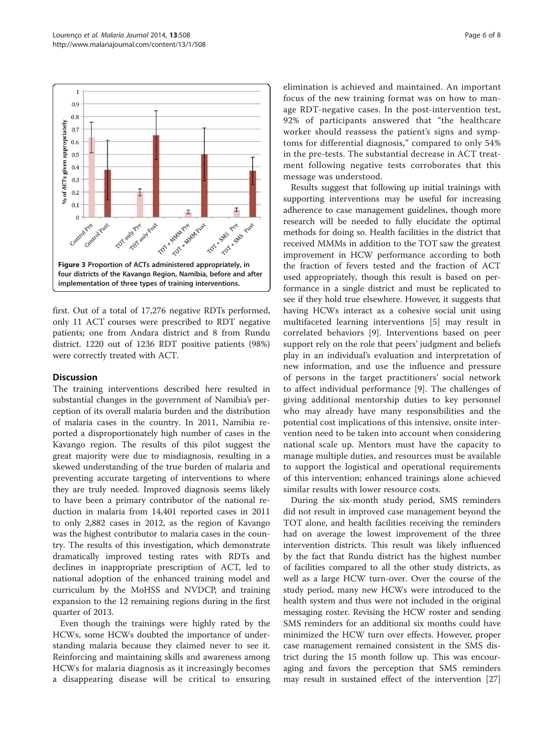Figure 3 Proportion of ACTs administered appropriately, in four districts of the Kavango Region, Namibia, before and after implementation of three types of training interventions.

first. Out of a total of 17,276 negative RDTs performed, only 11 ACT courses were prescribed to RDT negative patients; one from Andara district and 8 from Rundu district. 1220 out of 1236 RDT positive patients (98%) were correctly treated with ACT.

## Discussion

The training interventions described here resulted in substantial changes in the government of Namibia's perception of its overall malaria burden and the distribution of malaria cases in the country. In 2011, Namibia reported a disproportionately high number of cases in the Kavango region. The results of this pilot suggest the great majority were due to misdiagnosis, resulting in a skewed understanding of the true burden of malaria and preventing accurate targeting of interventions to where they are truly needed. Improved diagnosis seems likely to have been a primary contributor of the national reduction in malaria from 14,401 reported cases in 2011 to only 2,882 cases in 2012, as the region of Kavango was the highest contributor to malaria cases in the country. The results of this investigation, which demonstrate dramatically improved testing rates with RDTs and declines in inappropriate prescription of ACT, led to national adoption of the enhanced training model and curriculum by the MoHSS and NVDCP, and training expansion to the 12 remaining regions during in the first quarter of 2013.

Even though the trainings were highly rated by the HCWs, some HCWs doubted the importance of understanding malaria because they claimed never to see it. Reinforcing and maintaining skills and awareness among HCWs for malaria diagnosis as it increasingly becomes a disappearing disease will be critical to ensuring elimination is achieved and maintained. An important focus of the new training format was on how to manage RDT-negative cases. In the post-intervention test, 92% of participants answered that "the healthcare worker should reassess the patient's signs and symptoms for differential diagnosis," compared to only 54% in the pre-tests. The substantial decrease in ACT treatment following negative tests corroborates that this message was understood.

Results suggest that following up initial trainings with supporting interventions may be useful for increasing adherence to case management guidelines, though more research will be needed to fully elucidate the optimal methods for doing so. Health facilities in the district that received MMMs in addition to the TOT saw the greatest improvement in HCW performance according to both the fraction of fevers tested and the fraction of ACT used appropriately, though this result is based on performance in a single district and must be replicated to see if they hold true elsewhere. However, it suggests that having HCWs interact as a cohesive social unit using multifaceted learning interventions [5] may result in correlated behaviors [9]. Interventions based on peer support rely on the role that peers' judgment and beliefs play in an individual's evaluation and interpretation of new information, and use the influence and pressure of persons in the target practitioners' social network to affect individual performance [9]. The challenges of giving additional mentorship duties to key personnel who may already have many responsibilities and the potential cost implications of this intensive, onsite intervention need to be taken into account when considering national scale up. Mentors must have the capacity to manage multiple duties, and resources must be available to support the logistical and operational requirements of this intervention; enhanced trainings alone achieved similar results with lower resource costs.

During the six-month study period, SMS reminders did not result in improved case management beyond the TOT alone, and health facilities receiving the reminders had on average the lowest improvement of the three intervention districts. This result was likely influenced by the fact that Rundu district has the highest number of facilities compared to all the other study districts, as well as a large HCW turn-over. Over the course of the study period, many new HCWs were introduced to the health system and thus were not included in the original messaging roster. Revising the HCW roster and sending SMS reminders for an additional six months could have minimized the HCW turn over effects. However, proper case management remained consistent in the SMS district during the 15 month follow up. This was encouraging and favors the perception that SMS reminders may result in sustained effect of the intervention [27]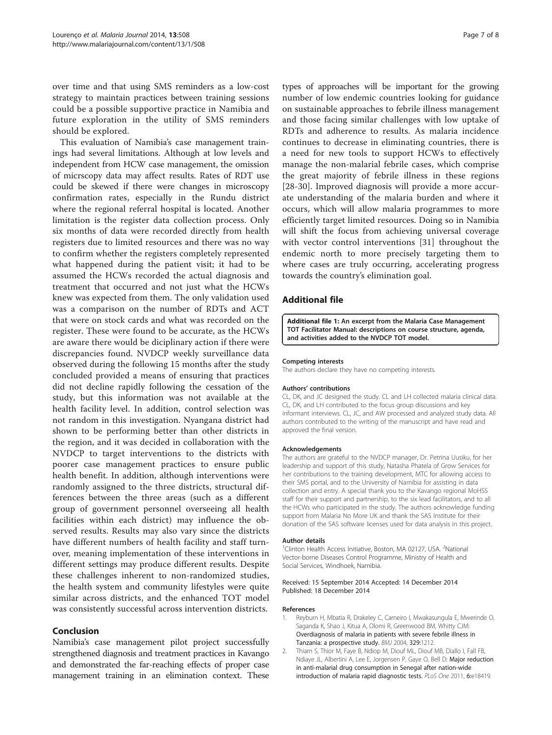over time and that using SMS reminders as a low-cost strategy to maintain practices between training sessions could be a possible supportive practice in Namibia and future exploration in the utility of SMS reminders should be explored.

This evaluation of Namibia's case management trainings had several limitations. Although at low levels and independent from HCW case management, the omission of micrscopy data may affect results. Rates of RDT use could be skewed if there were changes in microscopy confirmation rates, especially in the Rundu district where the regional referral hospital is located. Another limitation is the register data collection process. Only six months of data were recorded directly from health registers due to limited resources and there was no way to confirm whether the registers completely represented what happened during the patient visit; it had to be assumed the HCWs recorded the actual diagnosis and treatment that occurred and not just what the HCWs knew was expected from them. The only validation used was a comparison on the number of RDTs and ACT that were on stock cards and what was recorded on the register. These were found to be accurate, as the HCWs are aware there would be diciplinary action if there were discrepancies found. NVDCP weekly surveillance data observed during the following 15 months after the study concluded provided a means of ensuring that practices did not decline rapidly following the cessation of the study, but this information was not available at the health facility level. In addition, control selection was not random in this investigation. Nyangana district had shown to be performing better than other districts in the region, and it was decided in collaboration with the NVDCP to target interventions to the districts with poorer case management practices to ensure public health benefit. In addition, although interventions were randomly assigned to the three districts, structural differences between the three areas (such as a different group of government personnel overseeing all health facilities within each district) may influence the observed results. Results may also vary since the districts have different numbers of health facility and staff turnover, meaning implementation of these interventions in different settings may produce different results. Despite these challenges inherent to non-randomized studies, the health system and community lifestyles were quite similar across districts, and the enhanced TOT model was consistently successful across intervention districts.

## Conclusion

Namibia's case management pilot project successfully strengthened diagnosis and treatment practices in Kavango and demonstrated the far-reaching effects of proper case management training in an elimination context. These types of approaches will be important for the growing number of low endemic countries looking for guidance on sustainable approaches to febrile illness management and those facing similar challenges with low uptake of RDTs and adherence to results. As malaria incidence continues to decrease in eliminating countries, there is a need for new tools to support HCWs to effectively manage the non-malarial febrile cases, which comprise the great majority of febrile illness in these regions [28-30]. Improved diagnosis will provide a more accurate understanding of the malaria burden and where it occurs, which will allow malaria programmes to more efficiently target limited resources. Doing so in Namibia will shift the focus from achieving universal coverage with vector control interventions [31] throughout the endemic north to more precisely targeting them to where cases are truly occurring, accelerating progress towards the country's elimination goal.

## Additional file

**Additional file 1: An excerpt from the Malaria Case Management TOT Facilitator Manual: descriptions on course structure, agenda, and activities added to the NVDCP TOT model.**

#### Competing interests

The authors declare they have no competing interests.

#### Authors' contributions

CL, DK, and JC designed the study. CL and LH collected malaria clinical data. CL, DK, and LH contributed to the focus group discussions and key informant interviews. CL, JC, and AW processed and analyzed study data. All authors contributed to the writing of the manuscript and have read and approved the final version.

#### Acknowledgements

The authors are grateful to the NVDCP manager, Dr. Petrina Uusiku, for her leadership and support of this study, Natasha Phatela of Grow Services for her contributions to the training development, MTC for allowing access to their SMS portal, and to the University of Namibia for assisting in data collection and entry. A special thank you to the Kavango regional MoHSS staff for their support and partnership, to the six lead facilitators, and to all the HCWs who participated in the study. The authors acknowledge funding support from Malaria No More UK and thank the SAS Institute for their donation of the SAS software licenses used for data analysis in this project.

#### Author details

[1]Clinton Health Access Initiative, Boston, MA 02127, USA. [2]National Vector-borne Diseases Control Programme, Ministry of Health and Social Services, Windhoek, Namibia.

Received: 15 September 2014 Accepted: 14 December 2014
Published: 18 December 2014

#### References

1. Reyburn H, Mbatia R, Drakeley C, Carneiro I, Mwakasungula E, Mwerinde O, Saganda K, Shao J, Kitua A, Olomi R, Greenwood BM, Whitty CJM: **Overdiagnosis of malaria in patients with severe febrile illness in Tanzania: a prospective study.** *BMJ* 2004, **329:**1212.
2. Thiam S, Thior M, Faye B, Ndiop M, Diouf ML, Diouf MB, Diallo I, Fall FB, Ndiaye JL, Albertini A, Lee E, Jorgensen P, Gaye O, Bell D: **Major reduction in anti-malarial drug consumption in Senegal after nation-wide introduction of malaria rapid diagnostic tests.** *PLoS One* 2011, **6:**e18419.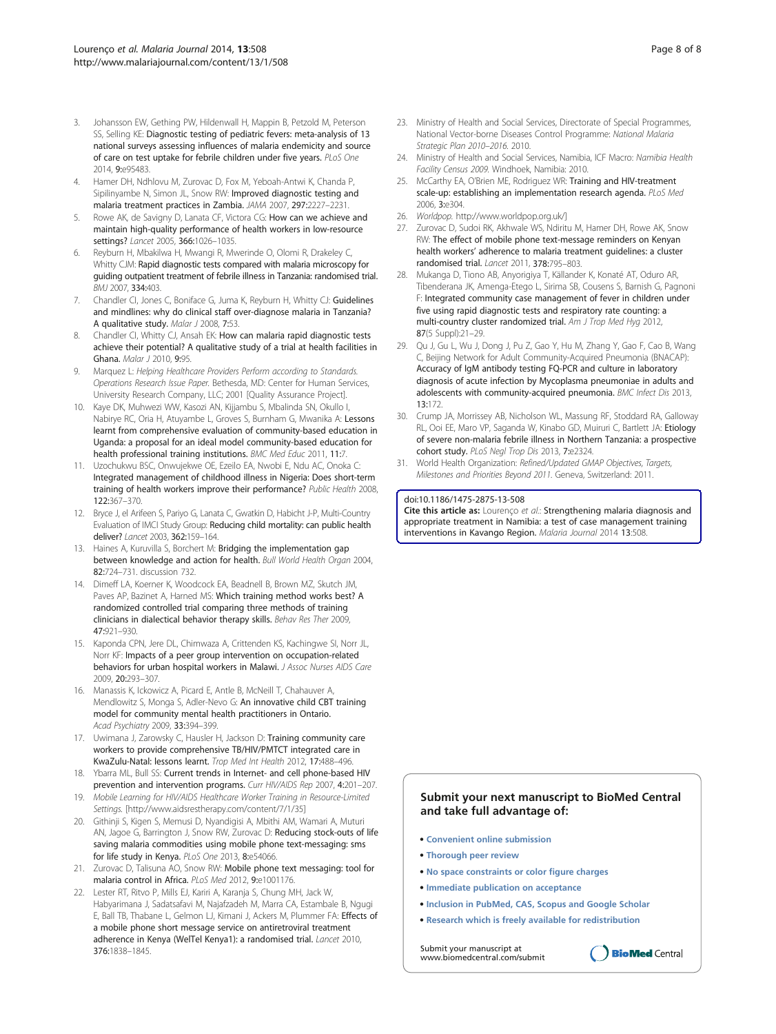3. Johansson EW, Gething PW, Hildenwall H, Mappin B, Petzold M, Peterson SS, Selling KE: Diagnostic testing of pediatric fevers: meta-analysis of 13 national surveys assessing influences of malaria endemicity and source of care on test uptake for febrile children under five years. *PLoS One* 2014, **9:**e95483.
4. Hamer DH, Ndhlovu M, Zurovac D, Fox M, Yeboah-Antwi K, Chanda P, Sipilinyambe N, Simon JL, Snow RW: Improved diagnostic testing and malaria treatment practices in Zambia. *JAMA* 2007, **297:**2227–2231.
5. Rowe AK, de Savigny D, Lanata CF, Victora CG: How can we achieve and maintain high-quality performance of health workers in low-resource settings? *Lancet* 2005, **366:**1026–1035.
6. Reyburn H, Mbakilwa H, Mwangi R, Mwerinde O, Olomi R, Drakeley C, Whitty CJM: Rapid diagnostic tests compared with malaria microscopy for guiding outpatient treatment of febrile illness in Tanzania: randomised trial. *BMJ* 2007, **334:**403.
7. Chandler CI, Jones C, Boniface G, Juma K, Reyburn H, Whitty CJ: Guidelines and mindlines: why do clinical staff over-diagnose malaria in Tanzania? A qualitative study. *Malar J* 2008, **7:**53.
8. Chandler CI, Whitty CJ, Ansah EK: How can malaria rapid diagnostic tests achieve their potential? A qualitative study of a trial at health facilities in Ghana. *Malar J* 2010, **9:**95.
9. Marquez L: *Helping Healthcare Providers Perform according to Standards. Operations Research Issue Paper.* Bethesda, MD: Center for Human Services, University Research Company, LLC; 2001 [Quality Assurance Project].
10. Kaye DK, Muhwezi WW, Kasozi AN, Kijjambu S, Mbalinda SN, Okullo I, Nabirye RC, Oria H, Atuyambe L, Groves S, Burnham G, Mwanika A: Lessons learnt from comprehensive evaluation of community-based education in Uganda: a proposal for an ideal model community-based education for health professional training institutions. *BMC Med Educ* 2011, **11:**7.
11. Uzochukwu BSC, Onwujekwe OE, Ezeilo EA, Nwobi E, Ndu AC, Onoka C: Integrated management of childhood illness in Nigeria: Does short-term training of health workers improve their performance? *Public Health* 2008, **122:**367–370.
12. Bryce J, el Arifeen S, Pariyo G, Lanata C, Gwatkin D, Habicht J-P, Multi-Country Evaluation of IMCI Study Group: Reducing child mortality: can public health deliver? *Lancet* 2003, **362:**159–164.
13. Haines A, Kuruvilla S, Borchert M: Bridging the implementation gap between knowledge and action for health. *Bull World Health Organ* 2004, **82:**724–731. discussion 732.
14. Dimeff LA, Koerner K, Woodcock EA, Beadnell B, Brown MZ, Skutch JM, Paves AP, Bazinet A, Harned MS: Which training method works best? A randomized controlled trial comparing three methods of training clinicians in dialectical behavior therapy skills. *Behav Res Ther* 2009, **47:**921–930.
15. Kaponda CPN, Jere DL, Chimwaza A, Crittenden KS, Kachingwe SI, Norr JL, Norr KF: Impacts of a peer group intervention on occupation-related behaviors for urban hospital workers in Malawi. *J Assoc Nurses AIDS Care* 2009, **20:**293–307.
16. Manassis K, Ickowicz A, Picard E, Antle B, McNeill T, Chahauver A, Mendlowitz S, Monga S, Adler-Nevo G: An innovative child CBT training model for community mental health practitioners in Ontario. *Acad Psychiatry* 2009, **33:**394–399.
17. Uwimana J, Zarowsky C, Hausler H, Jackson D: Training community care workers to provide comprehensive TB/HIV/PMTCT integrated care in KwaZulu-Natal: lessons learnt. *Trop Med Int Health* 2012, **17:**488–496.
18. Ybarra ML, Bull SS: Current trends in Internet- and cell phone-based HIV prevention and intervention programs. *Curr HIV/AIDS Rep* 2007, **4:**201–207.
19. *Mobile Learning for HIV/AIDS Healthcare Worker Training in Resource-Limited Settings.* [http://www.aidsrestherapy.com/content/7/1/35]
20. Githinji S, Kigen S, Memusi D, Nyandigisi A, Mbithi AM, Wamari A, Muturi AN, Jagoe G, Barrington J, Snow RW, Zurovac D: Reducing stock-outs of life saving malaria commodities using mobile phone text-messaging: sms for life study in Kenya. *PLoS One* 2013, **8:**e54066.
21. Zurovac D, Talisuna AO, Snow RW: Mobile phone text messaging: tool for malaria control in Africa. *PLoS Med* 2012, **9:**e1001176.
22. Lester RT, Ritvo P, Mills EJ, Kariri A, Karanja S, Chung MH, Jack W, Habyarimana J, Sadatsafavi M, Najafzadeh M, Marra CA, Estambale B, Ngugi E, Ball TB, Thabane L, Gelmon LJ, Kimani J, Ackers M, Plummer FA: Effects of a mobile phone short message service on antiretroviral treatment adherence in Kenya (WelTel Kenya1): a randomised trial. *Lancet* 2010, **376:**1838–1845.
23. Ministry of Health and Social Services, Directorate of Special Programmes, National Vector-borne Diseases Control Programme: *National Malaria Strategic Plan 2010–2016.* 2010.
24. Ministry of Health and Social Services, Namibia, ICF Macro: *Namibia Health Facility Census 2009.* Windhoek, Namibia: 2010.
25. McCarthy EA, O'Brien ME, Rodriguez WR: Training and HIV-treatment scale-up: establishing an implementation research agenda. *PLoS Med* 2006, **3:**e304.
26. *Worldpop.* http://www.worldpop.org.uk/]
27. Zurovac D, Sudoi RK, Akhwale WS, Ndiritu M, Hamer DH, Rowe AK, Snow RW: The effect of mobile phone text-message reminders on Kenyan health workers' adherence to malaria treatment guidelines: a cluster randomised trial. *Lancet* 2011, **378:**795–803.
28. Mukanga D, Tiono AB, Anyorigiya T, Källander K, Konaté AT, Oduro AR, Tibenderana JK, Amenga-Etego L, Sirima SB, Cousens S, Barnish G, Pagnoni F: Integrated community case management of fever in children under five using rapid diagnostic tests and respiratory rate counting: a multi-country cluster randomized trial. *Am J Trop Med Hyg* 2012, **87**(5 Suppl):21–29.
29. Qu J, Gu L, Wu J, Dong J, Pu Z, Gao Y, Hu M, Zhang Y, Gao F, Cao B, Wang C, Beijing Network for Adult Community-Acquired Pneumonia (BNACAP): Accuracy of IgM antibody testing FQ-PCR and culture in laboratory diagnosis of acute infection by Mycoplasma pneumoniae in adults and adolescents with community-acquired pneumonia. *BMC Infect Dis* 2013, **13:**172.
30. Crump JA, Morrissey AB, Nicholson WL, Massung RF, Stoddard RA, Galloway RL, Ooi EE, Maro VP, Saganda W, Kinabo GD, Muiruri C, Bartlett JA: Etiology of severe non-malaria febrile illness in Northern Tanzania: a prospective cohort study. *PLoS Negl Trop Dis* 2013, **7:**e2324.
31. World Health Organization: *Refined/Updated GMAP Objectives, Targets, Milestones and Priorities Beyond 2011.* Geneva, Switzerland: 2011.

doi:10.1186/1475-2875-13-508
**Cite this article as:** Lourenço *et al.*: Strengthening malaria diagnosis and appropriate treatment in Namibia: a test of case management training interventions in Kavango Region. *Malaria Journal* 2014 **13**:508.

**Submit your next manuscript to BioMed Central and take full advantage of:**

- **Convenient online submission**
- **Thorough peer review**
- **No space constraints or color figure charges**
- **Immediate publication on acceptance**
- **Inclusion in PubMed, CAS, Scopus and Google Scholar**
- **Research which is freely available for redistribution**

Submit your manuscript at
www.biomedcentral.com/submit

BioMed Central